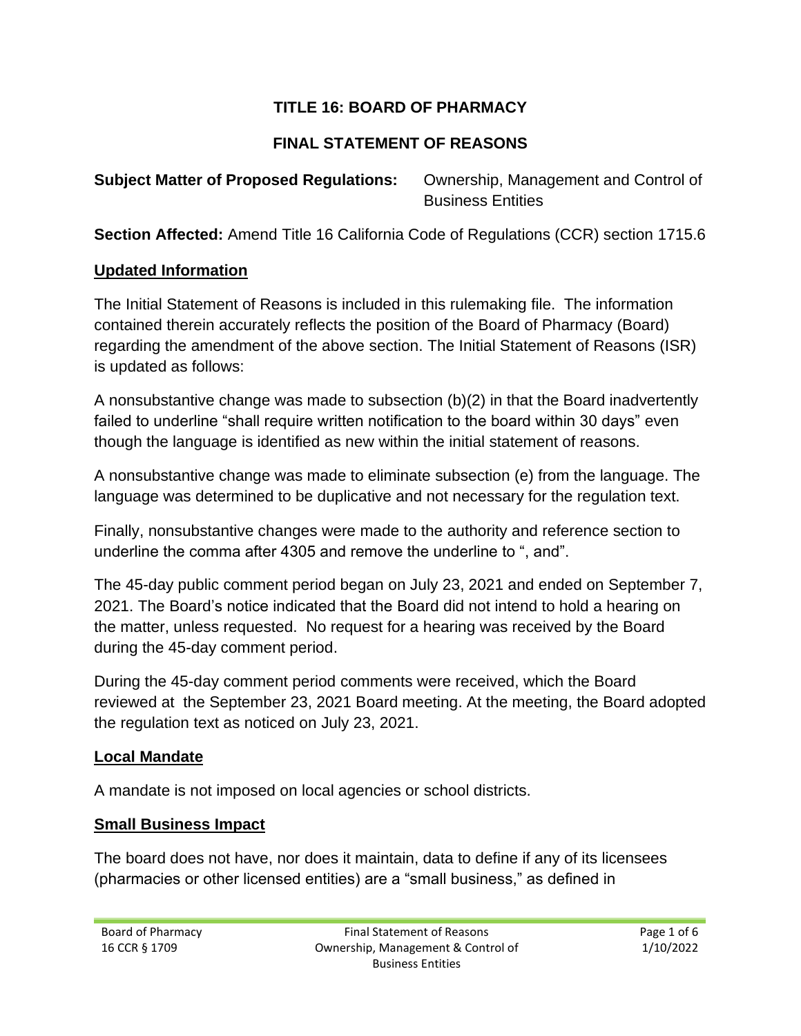# TITLE 16: BOARD OF PHARMACY

## FINAL STATEMENT OF REASONS

**Subject Matter of Proposed Regulations:** Ownership, Management and Control of Business Entities

**Section Affected:** Amend Title 16 California Code of Regulations (CCR) section 1715.6

### Updated Information

The Initial Statement of Reasons is included in this rulemaking file. The information contained therein accurately reflects the position of the Board of Pharmacy (Board) regarding the amendment of the above section. The Initial Statement of Reasons (ISR) is updated as follows:

A nonsubstantive change was made to subsection (b)(2) in that the Board inadvertently failed to underline "shall require written notification to the board within 30 days" even though the language is identified as new within the initial statement of reasons.

A nonsubstantive change was made to eliminate subsection (e) from the language. The language was determined to be duplicative and not necessary for the regulation text.

Finally, nonsubstantive changes were made to the authority and reference section to underline the comma after 4305 and remove the underline to ", and".

The 45-day public comment period began on July 23, 2021 and ended on September 7, 2021. The Board's notice indicated that the Board did not intend to hold a hearing on the matter, unless requested. No request for a hearing was received by the Board during the 45-day comment period.

During the 45-day comment period comments were received, which the Board reviewed at the September 23, 2021 Board meeting. At the meeting, the Board adopted the regulation text as noticed on July 23, 2021.

### Local Mandate

A mandate is not imposed on local agencies or school districts.

### Small Business Impact

The board does not have, nor does it maintain, data to define if any of its licensees (pharmacies or other licensed entities) are a "small business," as defined in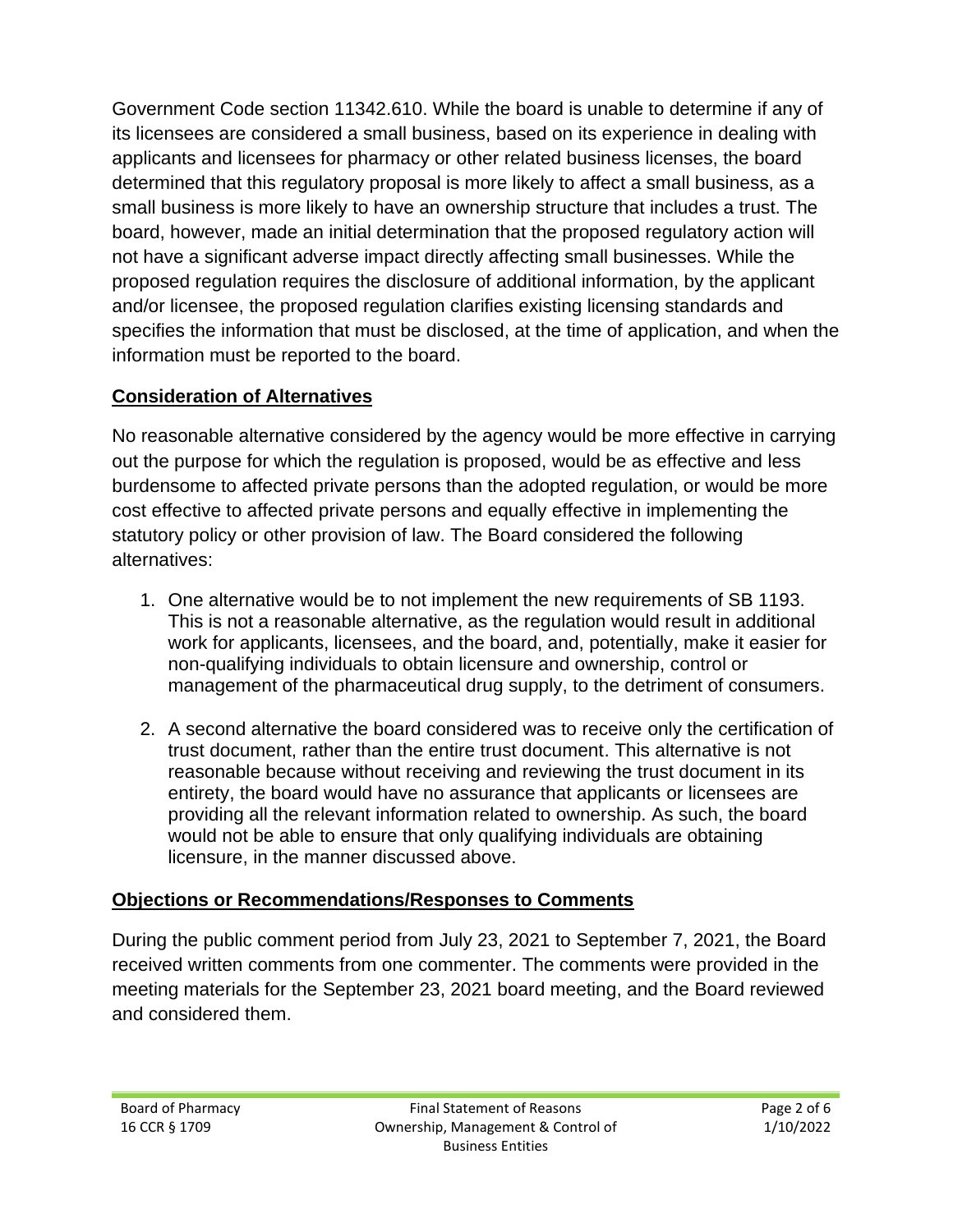Government Code section 11342.610. While the board is unable to determine if any of its licensees are considered a small business, based on its experience in dealing with applicants and licensees for pharmacy or other related business licenses, the board determined that this regulatory proposal is more likely to affect a small business, as a small business is more likely to have an ownership structure that includes a trust. The board, however, made an initial determination that the proposed regulatory action will not have a significant adverse impact directly affecting small businesses. While the proposed regulation requires the disclosure of additional information, by the applicant and/or licensee, the proposed regulation clarifies existing licensing standards and specifies the information that must be disclosed, at the time of application, and when the information must be reported to the board.

## Consideration of Alternatives

No reasonable alternative considered by the agency would be more effective in carrying out the purpose for which the regulation is proposed, would be as effective and less burdensome to affected private persons than the adopted regulation, or would be more cost effective to affected private persons and equally effective in implementing the statutory policy or other provision of law. The Board considered the following alternatives:

1. One alternative would be to not implement the new requirements of SB 1193. This is not a reasonable alternative, as the regulation would result in additional work for applicants, licensees, and the board, and, potentially, make it easier for non-qualifying individuals to obtain licensure and ownership, control or management of the pharmaceutical drug supply, to the detriment of consumers.

2. A second alternative the board considered was to receive only the certification of trust document, rather than the entire trust document. This alternative is not reasonable because without receiving and reviewing the trust document in its entirety, the board would have no assurance that applicants or licensees are providing all the relevant information related to ownership. As such, the board would not be able to ensure that only qualifying individuals are obtaining licensure, in the manner discussed above.

## Objections or Recommendations/Responses to Comments

During the public comment period from July 23, 2021 to September 7, 2021, the Board received written comments from one commenter. The comments were provided in the meeting materials for the September 23, 2021 board meeting, and the Board reviewed and considered them.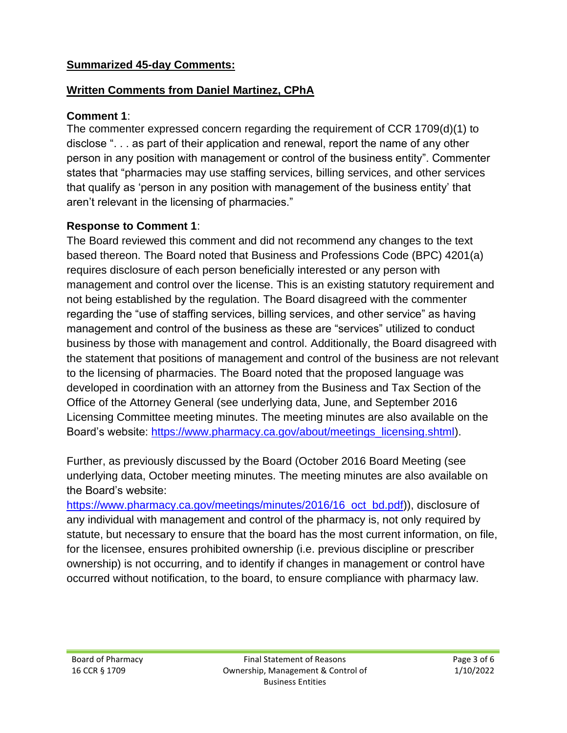**Summarized 45-day Comments:**

**Written Comments from Daniel Martinez, CPhA**

**Comment 1**:
The commenter expressed concern regarding the requirement of CCR 1709(d)(1) to disclose ". . . as part of their application and renewal, report the name of any other person in any position with management or control of the business entity". Commenter states that "pharmacies may use staffing services, billing services, and other services that qualify as 'person in any position with management of the business entity' that aren't relevant in the licensing of pharmacies."

**Response to Comment 1**:
The Board reviewed this comment and did not recommend any changes to the text based thereon. The Board noted that Business and Professions Code (BPC) 4201(a) requires disclosure of each person beneficially interested or any person with management and control over the license. This is an existing statutory requirement and not being established by the regulation. The Board disagreed with the commenter regarding the "use of staffing services, billing services, and other service" as having management and control of the business as these are "services" utilized to conduct business by those with management and control. Additionally, the Board disagreed with the statement that positions of management and control of the business are not relevant to the licensing of pharmacies. The Board noted that the proposed language was developed in coordination with an attorney from the Business and Tax Section of the Office of the Attorney General (see underlying data, June, and September 2016 Licensing Committee meeting minutes. The meeting minutes are also available on the Board's website: https://www.pharmacy.ca.gov/about/meetings_licensing.shtml).

Further, as previously discussed by the Board (October 2016 Board Meeting (see underlying data, October meeting minutes. The meeting minutes are also available on the Board's website: https://www.pharmacy.ca.gov/meetings/minutes/2016/16_oct_bd.pdf)), disclosure of any individual with management and control of the pharmacy is, not only required by statute, but necessary to ensure that the board has the most current information, on file, for the licensee, ensures prohibited ownership (i.e. previous discipline or prescriber ownership) is not occurring, and to identify if changes in management or control have occurred without notification, to the board, to ensure compliance with pharmacy law.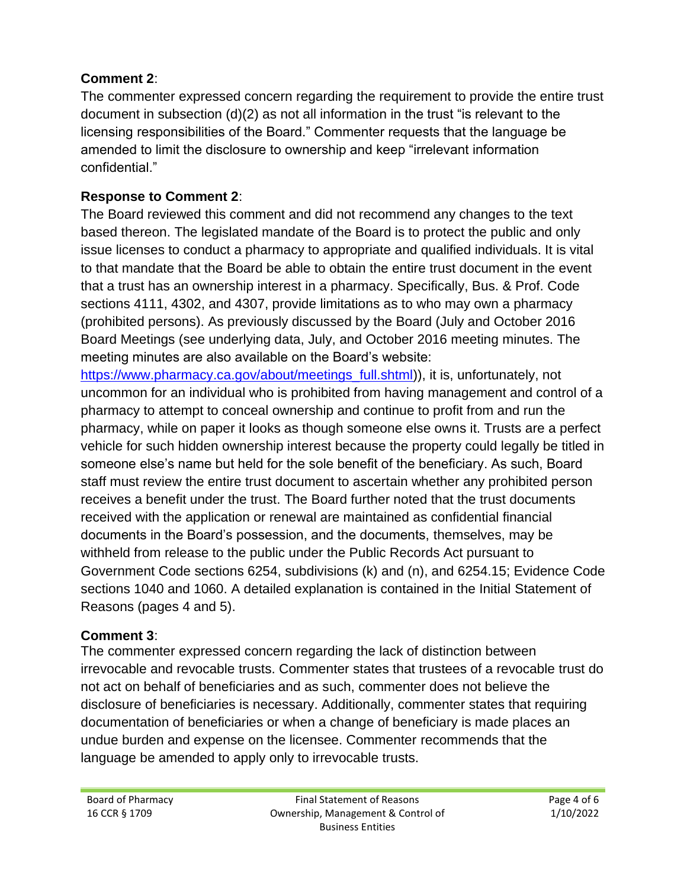**Comment 2**:
The commenter expressed concern regarding the requirement to provide the entire trust document in subsection (d)(2) as not all information in the trust "is relevant to the licensing responsibilities of the Board." Commenter requests that the language be amended to limit the disclosure to ownership and keep "irrelevant information confidential."

**Response to Comment 2**:
The Board reviewed this comment and did not recommend any changes to the text based thereon. The legislated mandate of the Board is to protect the public and only issue licenses to conduct a pharmacy to appropriate and qualified individuals. It is vital to that mandate that the Board be able to obtain the entire trust document in the event that a trust has an ownership interest in a pharmacy. Specifically, Bus. & Prof. Code sections 4111, 4302, and 4307, provide limitations as to who may own a pharmacy (prohibited persons). As previously discussed by the Board (July and October 2016 Board Meetings (see underlying data, July, and October 2016 meeting minutes. The meeting minutes are also available on the Board's website: [https://www.pharmacy.ca.gov/about/meetings_full.shtml](https://www.pharmacy.ca.gov/about/meetings_full.shtml))), it is, unfortunately, not uncommon for an individual who is prohibited from having management and control of a pharmacy to attempt to conceal ownership and continue to profit from and run the pharmacy, while on paper it looks as though someone else owns it. Trusts are a perfect vehicle for such hidden ownership interest because the property could legally be titled in someone else's name but held for the sole benefit of the beneficiary. As such, Board staff must review the entire trust document to ascertain whether any prohibited person receives a benefit under the trust. The Board further noted that the trust documents received with the application or renewal are maintained as confidential financial documents in the Board's possession, and the documents, themselves, may be withheld from release to the public under the Public Records Act pursuant to Government Code sections 6254, subdivisions (k) and (n), and 6254.15; Evidence Code sections 1040 and 1060. A detailed explanation is contained in the Initial Statement of Reasons (pages 4 and 5).

**Comment 3**:
The commenter expressed concern regarding the lack of distinction between irrevocable and revocable trusts. Commenter states that trustees of a revocable trust do not act on behalf of beneficiaries and as such, commenter does not believe the disclosure of beneficiaries is necessary. Additionally, commenter states that requiring documentation of beneficiaries or when a change of beneficiary is made places an undue burden and expense on the licensee. Commenter recommends that the language be amended to apply only to irrevocable trusts.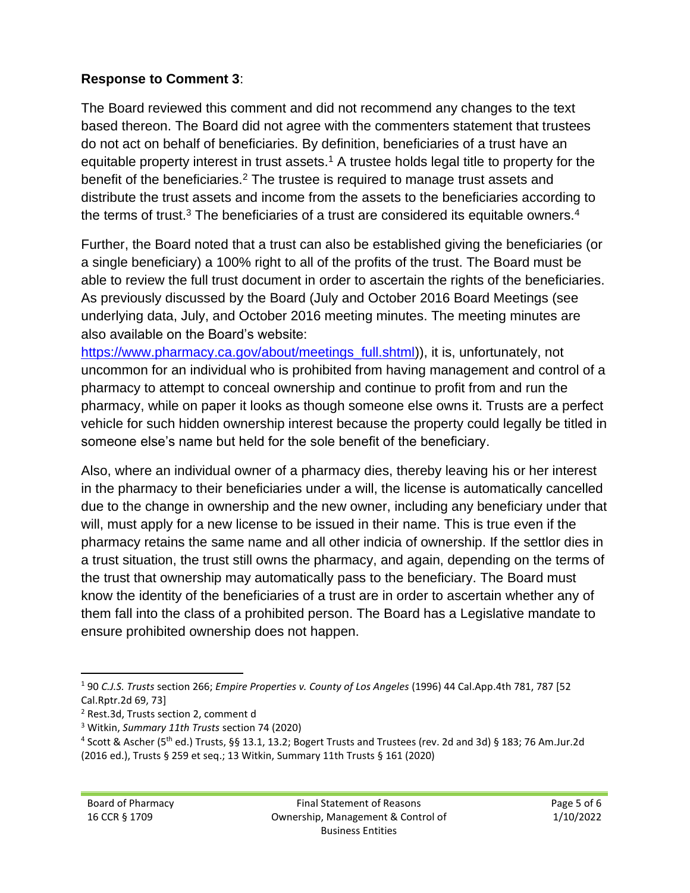**Response to Comment 3**:

The Board reviewed this comment and did not recommend any changes to the text based thereon. The Board did not agree with the commenters statement that trustees do not act on behalf of beneficiaries. By definition, beneficiaries of a trust have an equitable property interest in trust assets.[1] A trustee holds legal title to property for the benefit of the beneficiaries.[2] The trustee is required to manage trust assets and distribute the trust assets and income from the assets to the beneficiaries according to the terms of trust.[3] The beneficiaries of a trust are considered its equitable owners.[4]

Further, the Board noted that a trust can also be established giving the beneficiaries (or a single beneficiary) a 100% right to all of the profits of the trust. The Board must be able to review the full trust document in order to ascertain the rights of the beneficiaries. As previously discussed by the Board (July and October 2016 Board Meetings (see underlying data, July, and October 2016 meeting minutes. The meeting minutes are also available on the Board's website: https://www.pharmacy.ca.gov/about/meetings_full.shtml)), it is, unfortunately, not uncommon for an individual who is prohibited from having management and control of a pharmacy to attempt to conceal ownership and continue to profit from and run the pharmacy, while on paper it looks as though someone else owns it. Trusts are a perfect vehicle for such hidden ownership interest because the property could legally be titled in someone else's name but held for the sole benefit of the beneficiary.

Also, where an individual owner of a pharmacy dies, thereby leaving his or her interest in the pharmacy to their beneficiaries under a will, the license is automatically cancelled due to the change in ownership and the new owner, including any beneficiary under that will, must apply for a new license to be issued in their name. This is true even if the pharmacy retains the same name and all other indicia of ownership. If the settlor dies in a trust situation, the trust still owns the pharmacy, and again, depending on the terms of the trust that ownership may automatically pass to the beneficiary. The Board must know the identity of the beneficiaries of a trust are in order to ascertain whether any of them fall into the class of a prohibited person. The Board has a Legislative mandate to ensure prohibited ownership does not happen.

---

[1] 90 *C.J.S. Trusts* section 266; *Empire Properties v. County of Los Angeles* (1996) 44 Cal.App.4th 781, 787 [52 Cal.Rptr.2d 69, 73]

[2] Rest.3d, Trusts section 2, comment d

[3] Witkin, *Summary 11th Trusts* section 74 (2020)

[4] Scott & Ascher (5th ed.) Trusts, §§ 13.1, 13.2; Bogert Trusts and Trustees (rev. 2d and 3d) § 183; 76 Am.Jur.2d (2016 ed.), Trusts § 259 et seq.; 13 Witkin, Summary 11th Trusts § 161 (2020)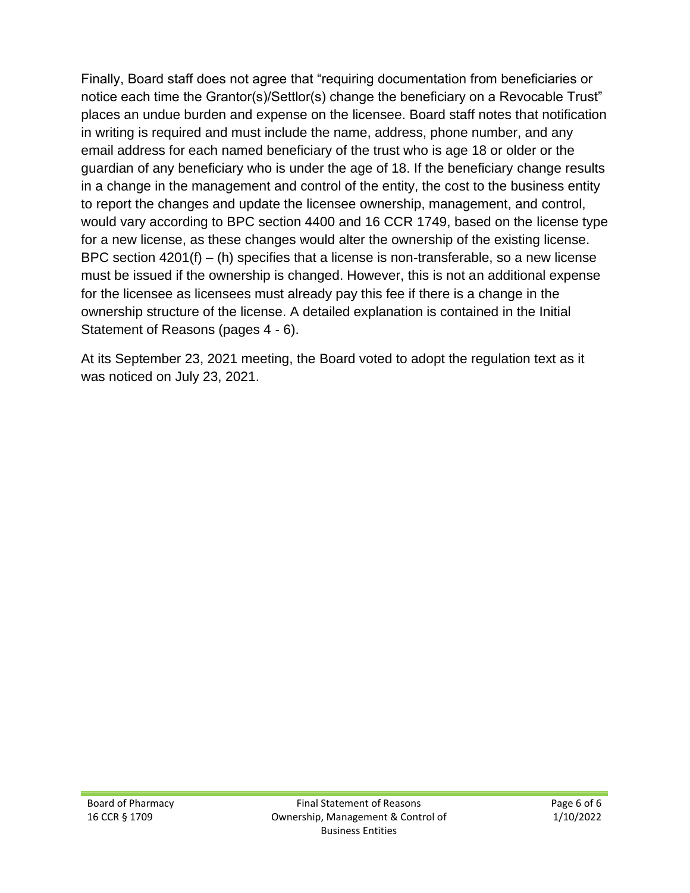Finally, Board staff does not agree that "requiring documentation from beneficiaries or notice each time the Grantor(s)/Settlor(s) change the beneficiary on a Revocable Trust" places an undue burden and expense on the licensee. Board staff notes that notification in writing is required and must include the name, address, phone number, and any email address for each named beneficiary of the trust who is age 18 or older or the guardian of any beneficiary who is under the age of 18. If the beneficiary change results in a change in the management and control of the entity, the cost to the business entity to report the changes and update the licensee ownership, management, and control, would vary according to BPC section 4400 and 16 CCR 1749, based on the license type for a new license, as these changes would alter the ownership of the existing license. BPC section 4201(f) – (h) specifies that a license is non-transferable, so a new license must be issued if the ownership is changed. However, this is not an additional expense for the licensee as licensees must already pay this fee if there is a change in the ownership structure of the license. A detailed explanation is contained in the Initial Statement of Reasons (pages 4 - 6).

At its September 23, 2021 meeting, the Board voted to adopt the regulation text as it was noticed on July 23, 2021.